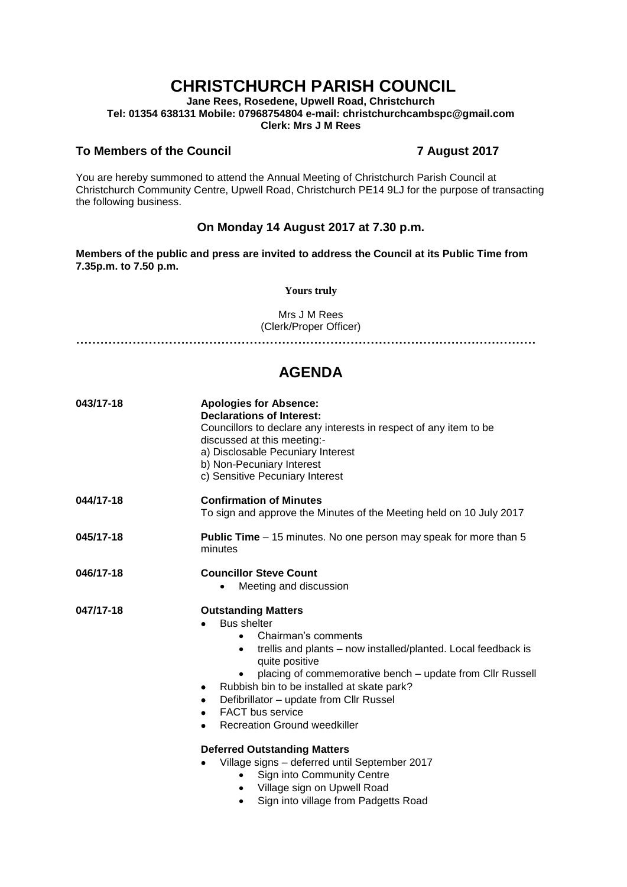# CHRISTCHURCH PARISH COUNCIL

**Jane Rees, Rosedene, Upwell Road, Christchurch**
**Tel: 01354 638131 Mobile: 07968754804 e-mail: christchurchcambspc@gmail.com**
**Clerk: Mrs J M Rees**

**To Members of the Council** **7 August 2017**

You are hereby summoned to attend the Annual Meeting of Christchurch Parish Council at Christchurch Community Centre, Upwell Road, Christchurch PE14 9LJ for the purpose of transacting the following business.

### On Monday 14 August 2017 at 7.30 p.m.

**Members of the public and press are invited to address the Council at its Public Time from 7.35p.m. to 7.50 p.m.**

**Yours truly**

Mrs J M Rees
(Clerk/Proper Officer)

---

## AGENDA

**043/17-18** **Apologies for Absence:**
**Declarations of Interest:**
Councillors to declare any interests in respect of any item to be discussed at this meeting:-
a) Disclosable Pecuniary Interest
b) Non-Pecuniary Interest
c) Sensitive Pecuniary Interest

**044/17-18** **Confirmation of Minutes**
To sign and approve the Minutes of the Meeting held on 10 July 2017

**045/17-18** **Public Time** – 15 minutes. No one person may speak for more than 5 minutes

**046/17-18** **Councillor Steve Count**
- Meeting and discussion

**047/17-18** **Outstanding Matters**
- Bus shelter
  - Chairman's comments
  - trellis and plants – now installed/planted. Local feedback is quite positive
  - placing of commemorative bench – update from Cllr Russell
- Rubbish bin to be installed at skate park?
- Defibrillator – update from Cllr Russel
- FACT bus service
- Recreation Ground weedkiller

**Deferred Outstanding Matters**
- Village signs – deferred until September 2017
  - Sign into Community Centre
  - Village sign on Upwell Road
  - Sign into village from Padgetts Road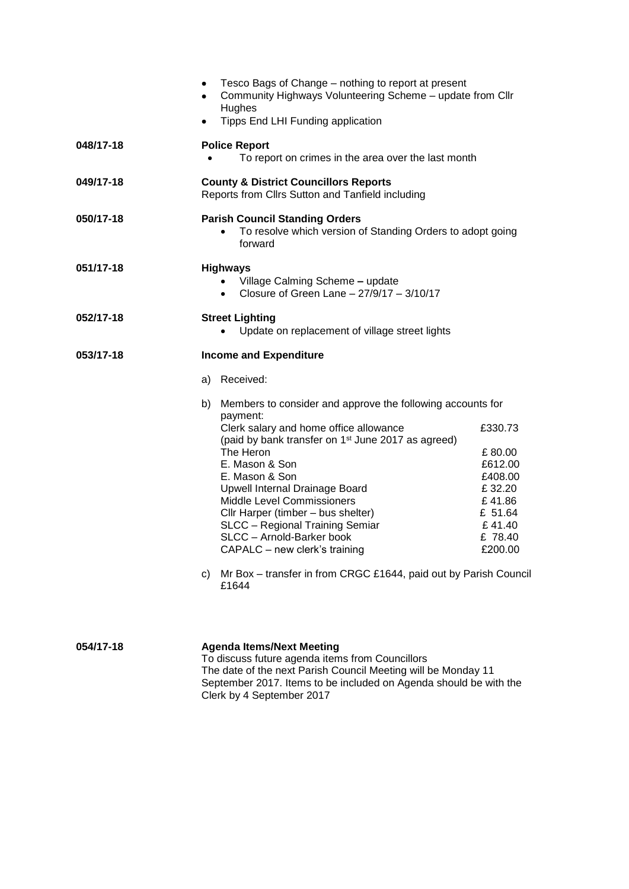- Tesco Bags of Change – nothing to report at present
- Community Highways Volunteering Scheme – update from Cllr Hughes
- Tipps End LHI Funding application

**048/17-18** **Police Report**

- To report on crimes in the area over the last month

**049/17-18** **County & District Councillors Reports**

Reports from Cllrs Sutton and Tanfield including

**050/17-18** **Parish Council Standing Orders**

- To resolve which version of Standing Orders to adopt going forward

**051/17-18** **Highways**

- Village Calming Scheme **–** update
- Closure of Green Lane – 27/9/17 – 3/10/17

**052/17-18** **Street Lighting**

- Update on replacement of village street lights

**053/17-18** **Income and Expenditure**

a) Received:

b) Members to consider and approve the following accounts for payment:

| | |
|---|---|
| Clerk salary and home office allowance (paid by bank transfer on 1st June 2017 as agreed) | £330.73 |
| The Heron | £ 80.00 |
| E. Mason & Son | £612.00 |
| E. Mason & Son | £408.00 |
| Upwell Internal Drainage Board | £ 32.20 |
| Middle Level Commissioners | £ 41.86 |
| Cllr Harper (timber – bus shelter) | £ 51.64 |
| SLCC – Regional Training Semiar | £ 41.40 |
| SLCC – Arnold-Barker book | £ 78.40 |
| CAPALC – new clerk's training | £200.00 |

c) Mr Box – transfer in from CRGC £1644, paid out by Parish Council £1644

**054/17-18** **Agenda Items/Next Meeting**

To discuss future agenda items from Councillors
The date of the next Parish Council Meeting will be Monday 11 September 2017. Items to be included on Agenda should be with the Clerk by 4 September 2017